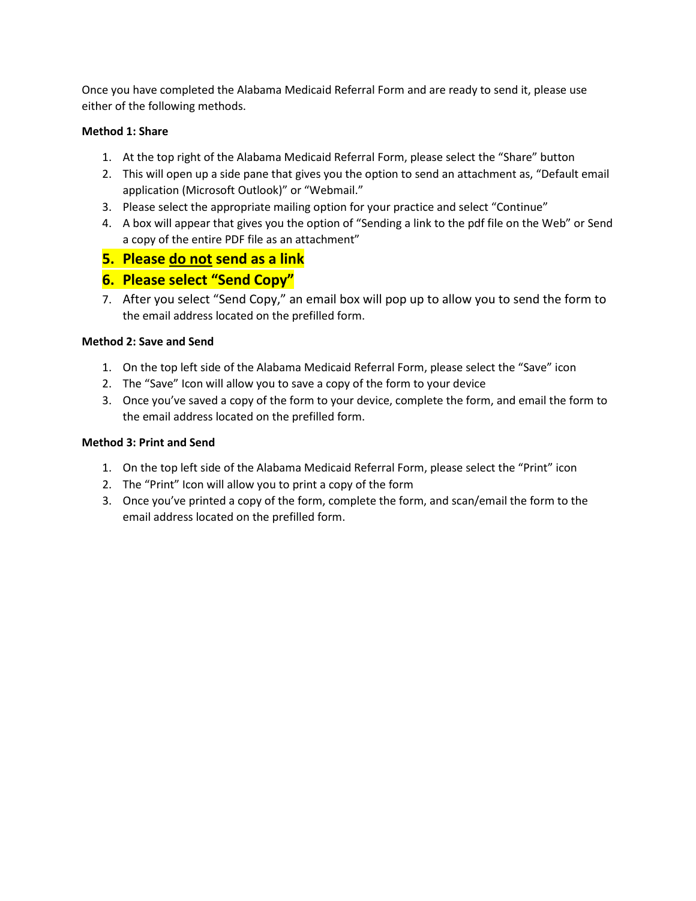Once you have completed the Alabama Medicaid Referral Form and are ready to send it, please use either of the following methods.

**Method 1: Share**

1. At the top right of the Alabama Medicaid Referral Form, please select the "Share" button
2. This will open up a side pane that gives you the option to send an attachment as, "Default email application (Microsoft Outlook)" or "Webmail."
3. Please select the appropriate mailing option for your practice and select "Continue"
4. A box will appear that gives you the option of "Sending a link to the pdf file on the Web" or Send a copy of the entire PDF file as an attachment"
5. **Please <u>do not</u> send as a link**
6. **Please select "Send Copy"**
7. After you select "Send Copy," an email box will pop up to allow you to send the form to the email address located on the prefilled form.

**Method 2: Save and Send**

1. On the top left side of the Alabama Medicaid Referral Form, please select the "Save" icon
2. The "Save" Icon will allow you to save a copy of the form to your device
3. Once you've saved a copy of the form to your device, complete the form, and email the form to the email address located on the prefilled form.

**Method 3: Print and Send**

1. On the top left side of the Alabama Medicaid Referral Form, please select the "Print" icon
2. The "Print" Icon will allow you to print a copy of the form
3. Once you've printed a copy of the form, complete the form, and scan/email the form to the email address located on the prefilled form.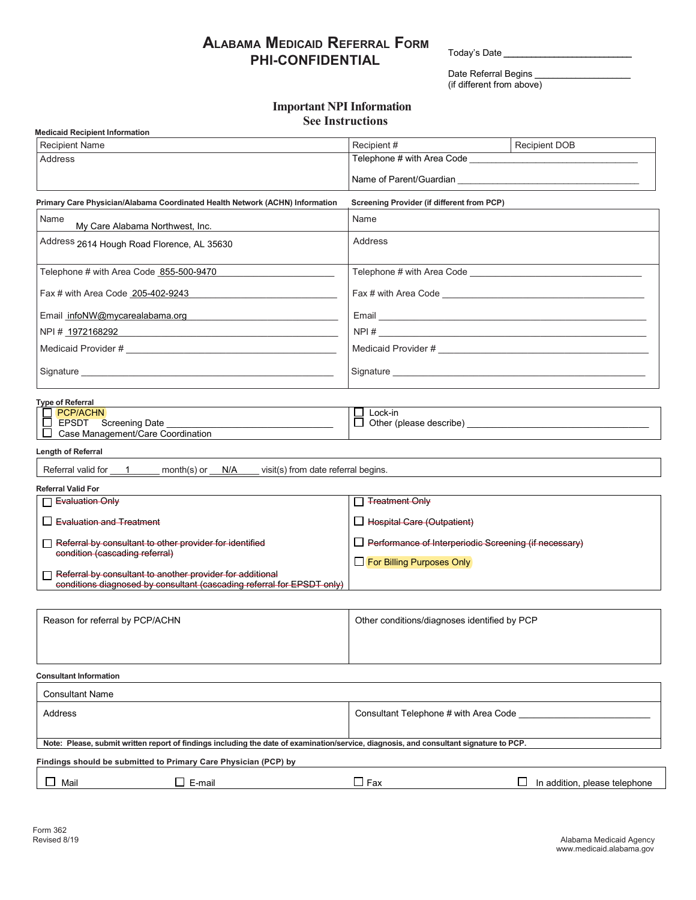# Alabama Medicaid Referral Form
## PHI-CONFIDENTIAL

Today's Date ________________________

Date Referral Begins ____________________
(if different from above)

### Important NPI Information
### See Instructions

**Medicaid Recipient Information**

| | | |
|---|---|---|
| Recipient Name | Recipient # | Recipient DOB |
| Address | Telephone # with Area Code ____________________ <br> Name of Parent/Guardian ____________________ | |

| Primary Care Physician/Alabama Coordinated Health Network (ACHN) Information | Screening Provider (if different from PCP) |
|---|---|
| Name My Care Alabama Northwest, Inc. | Name |
| Address 2614 Hough Road Florence, AL 35630 | Address |
| Telephone # with Area Code 855-500-9470 | Telephone # with Area Code ____________________ |
| Fax # with Area Code 205-402-9243 | Fax # with Area Code ____________________ |
| Email infoNW@mycarealabama.org | Email ____________________ |
| NPI # 1972168292 | NPI # ____________________ |
| Medicaid Provider # ____________________ | Medicaid Provider # ____________________ |
| Signature ____________________ | Signature ____________________ |

**Type of Referral**

| | |
|---|---|
| ☐ PCP/ACHN <br> ☐ EPSDT Screening Date ____________________ <br> ☐ Case Management/Care Coordination | ☐ Lock-in <br> ☐ Other (please describe) ____________________ |

**Length of Referral**

Referral valid for 1 month(s) or N/A visit(s) from date referral begins.

**Referral Valid For**

| | |
|---|---|
| ☐ ~~Evaluation Only~~ | ☐ ~~Treatment Only~~ |
| ☐ ~~Evaluation and Treatment~~ | ☐ ~~Hospital Care (Outpatient)~~ |
| ☐ ~~Referral by consultant to other provider for identified condition (cascading referral)~~ | ☐ ~~Performance of Interperiodic Screening (if necessary)~~ |
| ☐ ~~Referral by consultant to another provider for additional conditions diagnosed by consultant (cascading referral for EPSDT only)~~ | ☐ For Billing Purposes Only |

| | |
|---|---|
| Reason for referral by PCP/ACHN | Other conditions/diagnoses identified by PCP |

**Consultant Information**

| | |
|---|---|
| Consultant Name | |
| Address | Consultant Telephone # with Area Code ____________________ |

**Note: Please, submit written report of findings including the date of examination/service, diagnosis, and consultant signature to PCP.**

**Findings should be submitted to Primary Care Physician (PCP) by**

☐ Mail ☐ E-mail ☐ Fax ☐ In addition, please telephone

Form 362
Revised 8/19

Alabama Medicaid Agency
www.medicaid.alabama.gov